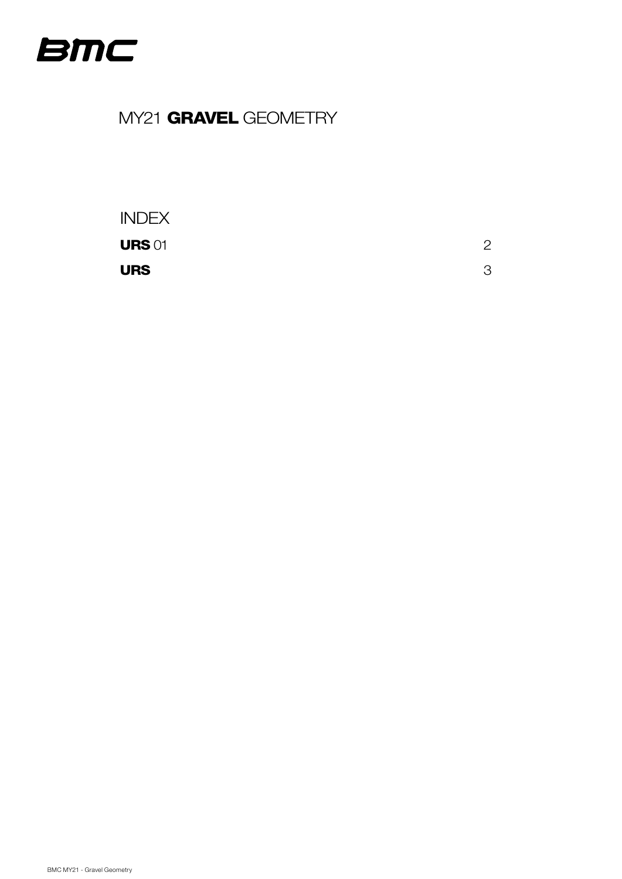BMC

# MY21 **GRAVEL** GEOMETRY

## INDEX

| | |
|---|---|
| **URS** 01 | 2 |
| **URS** | 3 |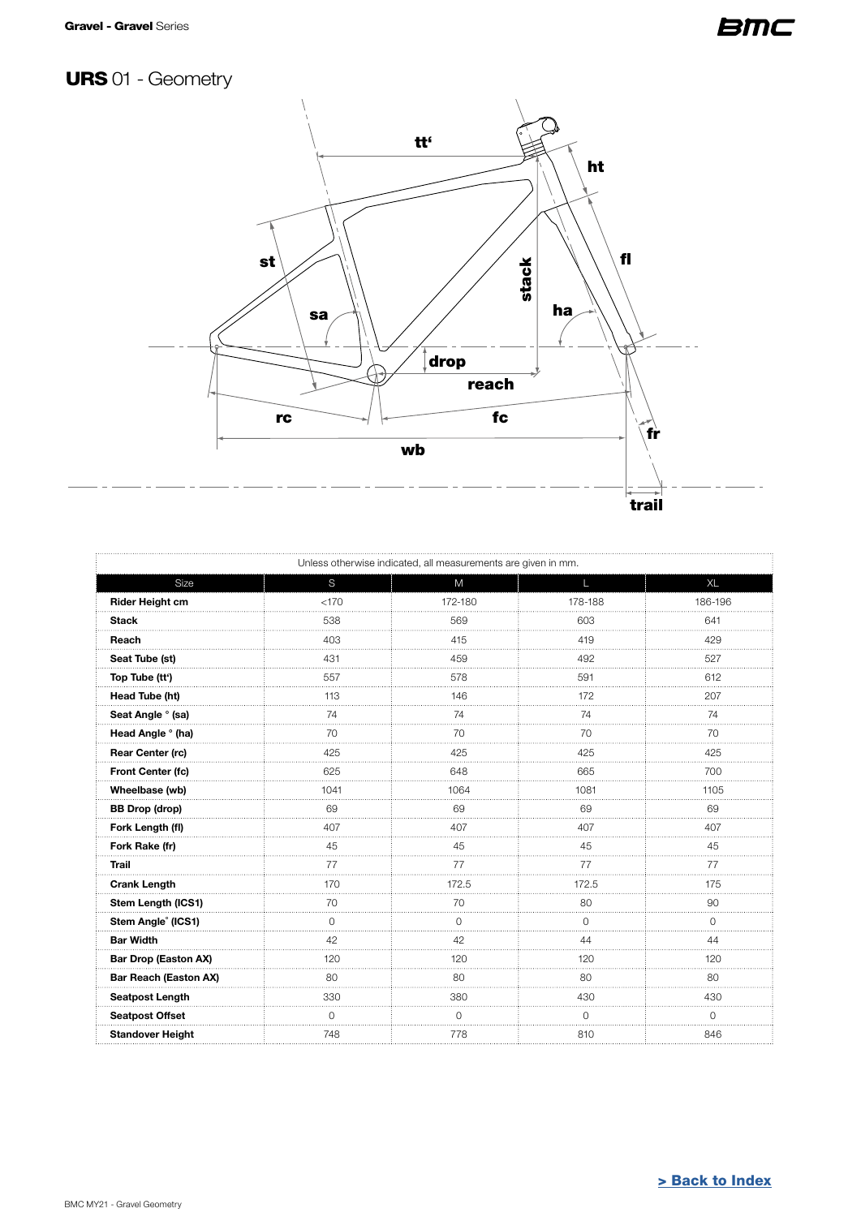Gravel - **Gravel** Series

# **URS** 01 - Geometry

Unless otherwise indicated, all measurements are given in mm.

| Size | S | M | L | XL |
|---|---|---|---|---|
| **Rider Height cm** | <170 | 172-180 | 178-188 | 186-196 |
| **Stack** | 538 | 569 | 603 | 641 |
| **Reach** | 403 | 415 | 419 | 429 |
| **Seat Tube (st)** | 431 | 459 | 492 | 527 |
| **Top Tube (tt')** | 557 | 578 | 591 | 612 |
| **Head Tube (ht)** | 113 | 146 | 172 | 207 |
| **Seat Angle ° (sa)** | 74 | 74 | 74 | 74 |
| **Head Angle ° (ha)** | 70 | 70 | 70 | 70 |
| **Rear Center (rc)** | 425 | 425 | 425 | 425 |
| **Front Center (fc)** | 625 | 648 | 665 | 700 |
| **Wheelbase (wb)** | 1041 | 1064 | 1081 | 1105 |
| **BB Drop (drop)** | 69 | 69 | 69 | 69 |
| **Fork Length (fl)** | 407 | 407 | 407 | 407 |
| **Fork Rake (fr)** | 45 | 45 | 45 | 45 |
| **Trail** | 77 | 77 | 77 | 77 |
| **Crank Length** | 170 | 172.5 | 172.5 | 175 |
| **Stem Length (ICS1)** | 70 | 70 | 80 | 90 |
| **Stem Angle° (ICS1)** | 0 | 0 | 0 | 0 |
| **Bar Width** | 42 | 42 | 44 | 44 |
| **Bar Drop (Easton AX)** | 120 | 120 | 120 | 120 |
| **Bar Reach (Easton AX)** | 80 | 80 | 80 | 80 |
| **Seatpost Length** | 330 | 380 | 430 | 430 |
| **Seatpost Offset** | 0 | 0 | 0 | 0 |
| **Standover Height** | 748 | 778 | 810 | 846 |

**> Back to Index**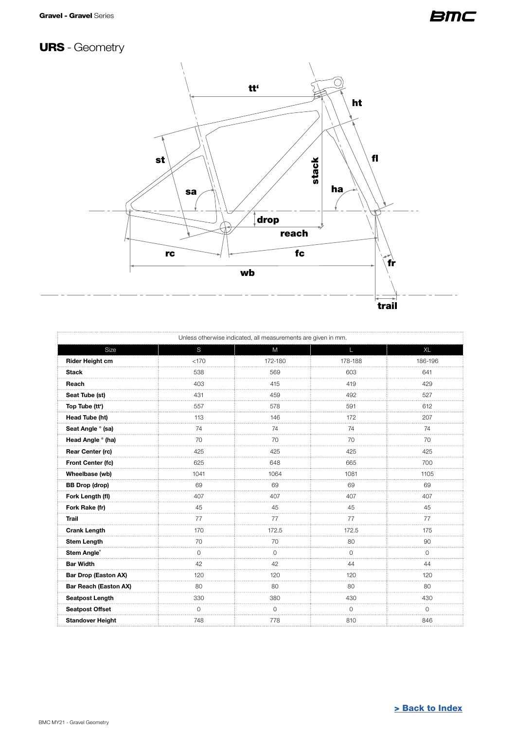Gravel - Gravel Series

# URS - Geometry

tt'
ht
st
fl
stack
sa
ha
drop
reach
rc
fc
fr
wb
trail

Unless otherwise indicated, all measurements are given in mm.

| Size | S | M | L | XL |
|---|---|---|---|---|
| Rider Height cm | <170 | 172-180 | 178-188 | 186-196 |
| Stack | 538 | 569 | 603 | 641 |
| Reach | 403 | 415 | 419 | 429 |
| Seat Tube (st) | 431 | 459 | 492 | 527 |
| Top Tube (tt') | 557 | 578 | 591 | 612 |
| Head Tube (ht) | 113 | 146 | 172 | 207 |
| Seat Angle ° (sa) | 74 | 74 | 74 | 74 |
| Head Angle ° (ha) | 70 | 70 | 70 | 70 |
| Rear Center (rc) | 425 | 425 | 425 | 425 |
| Front Center (fc) | 625 | 648 | 665 | 700 |
| Wheelbase (wb) | 1041 | 1064 | 1081 | 1105 |
| BB Drop (drop) | 69 | 69 | 69 | 69 |
| Fork Length (fl) | 407 | 407 | 407 | 407 |
| Fork Rake (fr) | 45 | 45 | 45 | 45 |
| Trail | 77 | 77 | 77 | 77 |
| Crank Length | 170 | 172.5 | 172.5 | 175 |
| Stem Length | 70 | 70 | 80 | 90 |
| Stem Angle° | 0 | 0 | 0 | 0 |
| Bar Width | 42 | 42 | 44 | 44 |
| Bar Drop (Easton AX) | 120 | 120 | 120 | 120 |
| Bar Reach (Easton AX) | 80 | 80 | 80 | 80 |
| Seatpost Length | 330 | 380 | 430 | 430 |
| Seatpost Offset | 0 | 0 | 0 | 0 |
| Standover Height | 748 | 778 | 810 | 846 |

> Back to Index